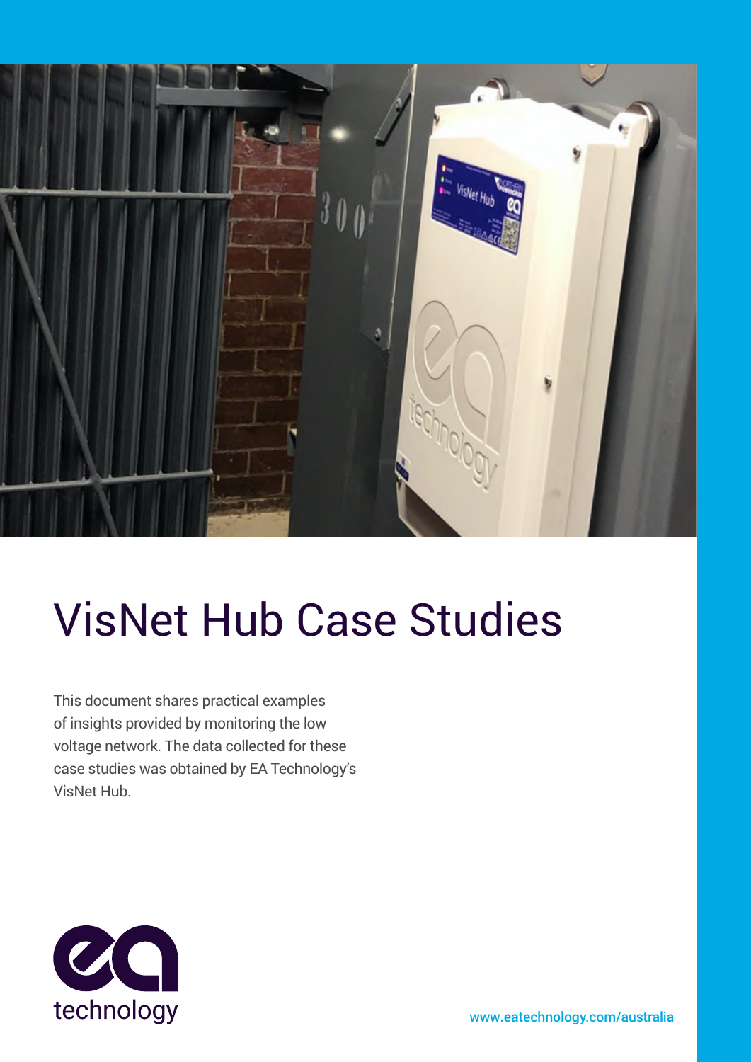# VisNet Hub Case Studies

This document shares practical examples of insights provided by monitoring the low voltage network. The data collected for these case studies was obtained by EA Technology's VisNet Hub.

ea technology

www.eatechnology.com/australia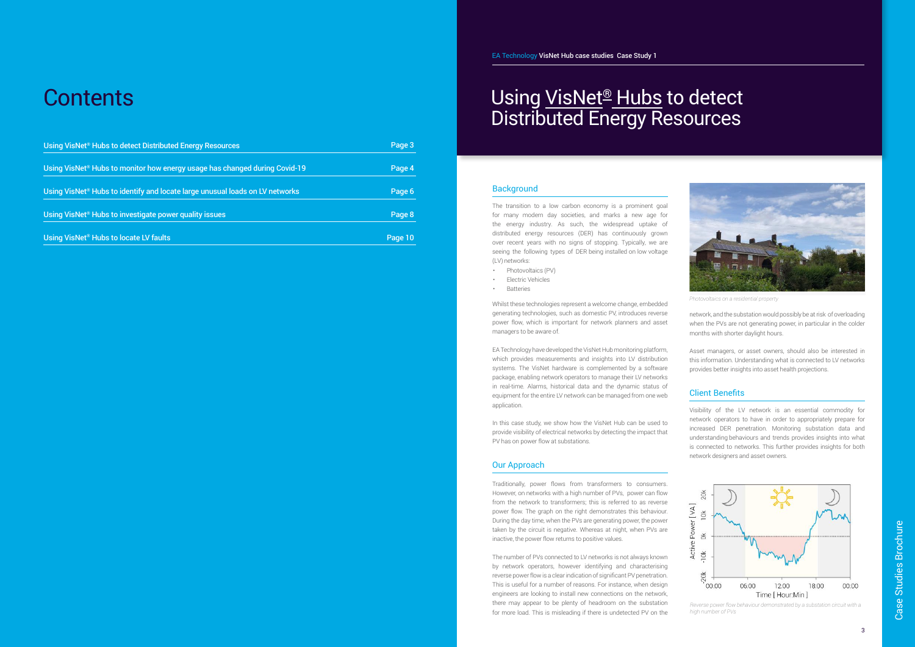# Contents

| | |
|---|---|
| Using VisNet® Hubs to detect Distributed Energy Resources | Page 3 |
| Using VisNet® Hubs to monitor how energy usage has changed during Covid-19 | Page 4 |
| Using VisNet® Hubs to identify and locate large unusual loads on LV networks | Page 6 |
| Using VisNet® Hubs to investigate power quality issues | Page 8 |
| Using VisNet® Hubs to locate LV faults | Page 10 |

EA Technology **VisNet Hub case studies Case Study 1**

# Using VisNet® Hubs to detect Distributed Energy Resources

## Background

The transition to a low carbon economy is a prominent goal for many modern day societies, and marks a new age for the energy industry. As such, the widespread uptake of distributed energy resources (DER) has continuously grown over recent years with no signs of stopping. Typically, we are seeing the following types of DER being installed on low voltage (LV) networks:

- Photovoltaics (PV)
- Electric Vehicles
- Batteries

Whilst these technologies represent a welcome change, embedded generating technologies, such as domestic PV, introduces reverse power flow, which is important for network planners and asset managers to be aware of.

EA Technology have developed the VisNet Hub monitoring platform, which provides measurements and insights into LV distribution systems. The VisNet hardware is complemented by a software package, enabling network operators to manage their LV networks in real-time. Alarms, historical data and the dynamic status of equipment for the entire LV network can be managed from one web application.

In this case study, we show how the VisNet Hub can be used to provide visibility of electrical networks by detecting the impact that PV has on power flow at substations.

## Our Approach

Traditionally, power flows from transformers to consumers. However, on networks with a high number of PVs, power can flow from the network to transformers; this is referred to as reverse power flow. The graph on the right demonstrates this behaviour. During the day time, when the PVs are generating power, the power taken by the circuit is negative. Whereas at night, when PVs are inactive, the power flow returns to positive values.

The number of PVs connected to LV networks is not always known by network operators, however identifying and characterising reverse power flow is a clear indication of significant PV penetration. This is useful for a number of reasons. For instance, when design engineers are looking to install new connections on the network, there may appear to be plenty of headroom on the substation for more load. This is misleading if there is undetected PV on the network, and the substation would possibly be at risk of overloading when the PVs are not generating power, in particular in the colder months with shorter daylight hours.

*Photovoltaics on a residential property*

Asset managers, or asset owners, should also be interested in this information. Understanding what is connected to LV networks provides better insights into asset health projections.

## Client Benefits

Visibility of the LV network is an essential commodity for network operators to have in order to appropriately prepare for increased DER penetration. Monitoring substation data and understanding behaviours and trends provides insights into what is connected to networks. This further provides insights for both network designers and asset owners.

*Reverse power flow behaviour demonstrated by a substation circuit with a high number of PVs*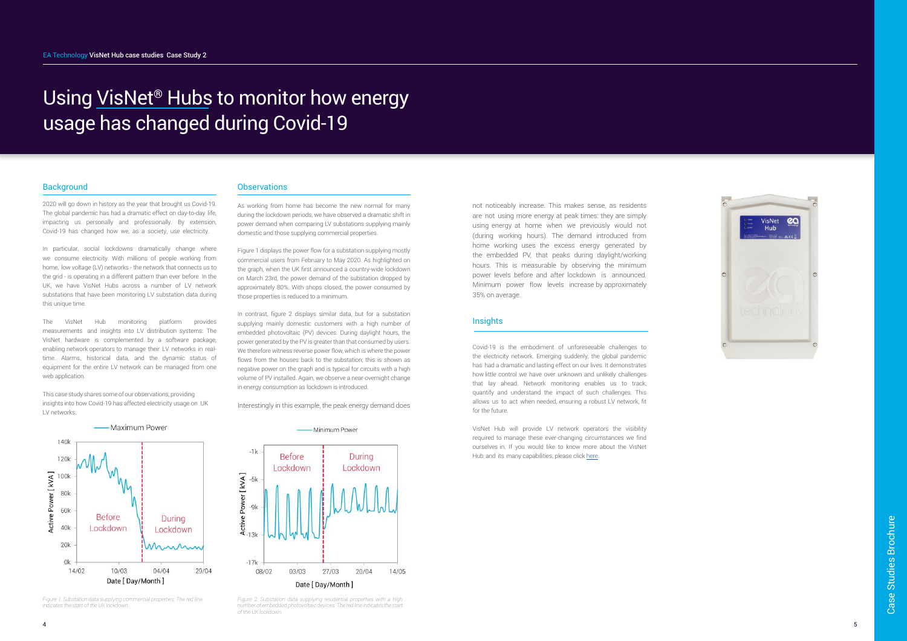# Using VisNet® Hubs to monitor how energy usage has changed during Covid-19

## Background

2020 will go down in history as the year that brought us Covid-19. The global pandemic has had a dramatic effect on day-to-day life, impacting us personally and professionally. By extension, Covid-19 has changed how we, as a society, use electricity.

In particular, social lockdowns dramatically change where we consume electricity. With millions of people working from home, low voltage (LV) networks - the network that connects us to the grid - is operating in a different pattern than ever before. In the UK, we have VisNet Hubs across a number of LV network substations that have been monitoring LV substation data during this unique time.

The VisNet Hub monitoring platform provides measurements and insights into LV distribution systems. The VisNet hardware is complemented by a software package, enabling network operators to manage their LV networks in real-time. Alarms, historical data, and the dynamic status of equipment for the entire LV network can be managed from one web application.

This case study shares some of our observations, providing insights into how Covid-19 has affected electricity usage on UK LV networks.

*Figure 1: Substation data supplying commercial properties. The red line indicates the start of the UK lockdown.*

## Observations

As working from home has become the new normal for many during the lockdown periods, we have observed a dramatic shift in power demand when comparing LV substations supplying mainly domestic and those supplying commercial properties.

Figure 1 displays the power flow for a substation supplying mostly commercial users from February to May 2020. As highlighted on the graph, when the UK first announced a country-wide lockdown on March 23rd, the power demand of the substation dropped by approximately 80%. With shops closed, the power consumed by those properties is reduced to a minimum.

In contrast, figure 2 displays similar data, but for a substation supplying mainly domestic customers with a high number of embedded photovoltaic (PV) devices. During daylight hours, the power generated by the PV is greater than that consumed by users. We therefore witness reverse power flow, which is where the power flows from the houses back to the substation; this is shown as negative power on the graph and is typical for circuits with a high volume of PV installed. Again, we observe a near-overnight change in energy consumption as lockdown is introduced.

Interestingly in this example, the peak energy demand does not noticeably increase. This makes sense, as residents are not using more energy at peak times: they are simply using energy at home when we previously would not (during working hours). The demand introduced from home working uses the excess energy generated by the embedded PV, that peaks during daylight/working hours. This is measurable by observing the minimum power levels before and after lockdown is announced. Minimum power flow levels increase by approximately 35% on average.

*Figure 2: Substation data supplying residential properties with a high number of embedded photovoltaic devices. The red line indicates the start of the UK lockdown.*

## Insights

Covid-19 is the embodiment of unforeseeable challenges to the electricity network. Emerging suddenly, the global pandemic has had a dramatic and lasting effect on our lives. It demonstrates how little control we have over unknown and unlikely challenges that lay ahead. Network monitoring enables us to track, quantify and understand the impact of such challenges. This allows us to act when needed, ensuring a robust LV network, fit for the future.

VisNet Hub will provide LV network operators the visibility required to manage these ever-changing circumstances we find ourselves in. If you would like to know more about the VisNet Hub and its many capabilities, please click here.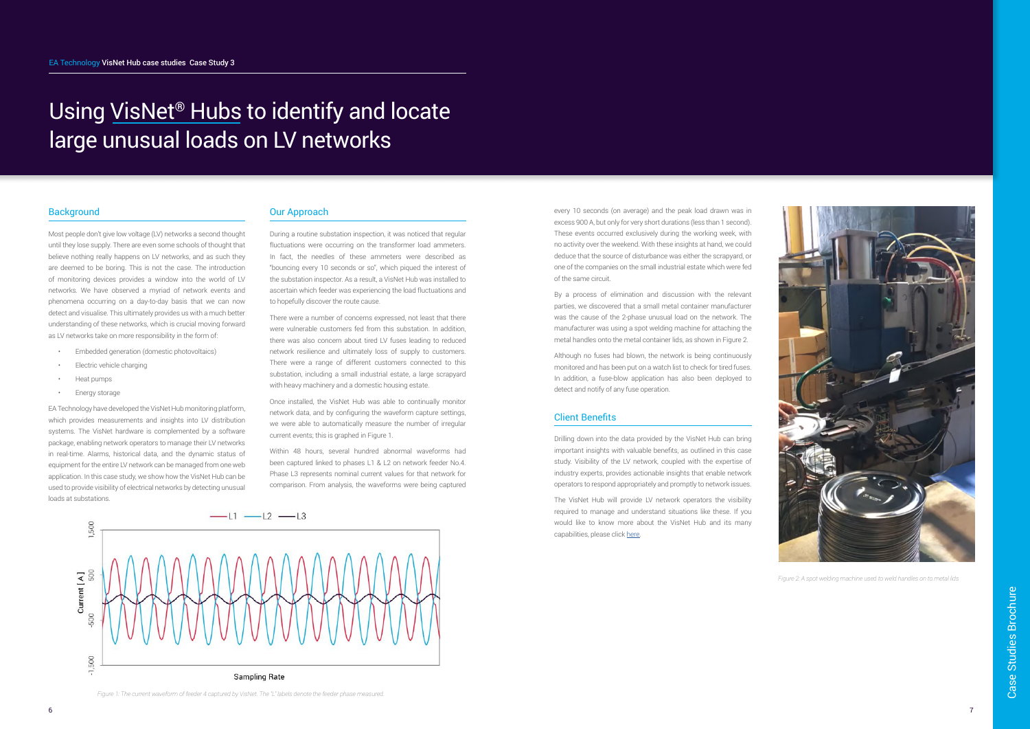# Using VisNet® Hubs to identify and locate large unusual loads on LV networks

## Background

Most people don't give low voltage (LV) networks a second thought until they lose supply. There are even some schools of thought that believe nothing really happens on LV networks, and as such they are deemed to be boring. This is not the case. The introduction of monitoring devices provides a window into the world of LV networks. We have observed a myriad of network events and phenomena occurring on a day-to-day basis that we can now detect and visualise. This ultimately provides us with a much better understanding of these networks, which is crucial moving forward as LV networks take on more responsibility in the form of:

- Embedded generation (domestic photovoltaics)
- Electric vehicle charging
- Heat pumps
- Energy storage

EA Technology have developed the VisNet Hub monitoring platform, which provides measurements and insights into LV distribution systems. The VisNet hardware is complemented by a software package, enabling network operators to manage their LV networks in real-time. Alarms, historical data, and the dynamic status of equipment for the entire LV network can be managed from one web application. In this case study, we show how the VisNet Hub can be used to provide visibility of electrical networks by detecting unusual loads at substations.

## Our Approach

During a routine substation inspection, it was noticed that regular fluctuations were occurring on the transformer load ammeters. In fact, the needles of these ammeters were described as "bouncing every 10 seconds or so", which piqued the interest of the substation inspector. As a result, a VisNet Hub was installed to ascertain which feeder was experiencing the load fluctuations and to hopefully discover the route cause.

There were a number of concerns expressed, not least that there were vulnerable customers fed from this substation. In addition, there was also concern about tired LV fuses leading to reduced network resilience and ultimately loss of supply to customers. There were a range of different customers connected to this substation, including a small industrial estate, a large scrapyard with heavy machinery and a domestic housing estate.

Once installed, the VisNet Hub was able to continually monitor network data, and by configuring the waveform capture settings, we were able to automatically measure the number of irregular current events; this is graphed in Figure 1.

Within 48 hours, several hundred abnormal waveforms had been captured linked to phases L1 & L2 on network feeder No.4. Phase L3 represents nominal current values for that network for comparison. From analysis, the waveforms were being captured every 10 seconds (on average) and the peak load drawn was in excess 900 A, but only for very short durations (less than 1 second). These events occurred exclusively during the working week, with no activity over the weekend. With these insights at hand, we could deduce that the source of disturbance was either the scrapyard, or one of the companies on the small industrial estate which were fed of the same circuit.

By a process of elimination and discussion with the relevant parties, we discovered that a small metal container manufacturer was the cause of the 2-phase unusual load on the network. The manufacturer was using a spot welding machine for attaching the metal handles onto the metal container lids, as shown in Figure 2.

Although no fuses had blown, the network is being continuously monitored and has been put on a watch list to check for tired fuses. In addition, a fuse-blow application has also been deployed to detect and notify of any fuse operation.

Figure 1: The current waveform of feeder 4 captured by VisNet. The "L" labels denote the feeder phase measured.

## Client Benefits

Drilling down into the data provided by the VisNet Hub can bring important insights with valuable benefits, as outlined in this case study. Visibility of the LV network, coupled with the expertise of industry experts, provides actionable insights that enable network operators to respond appropriately and promptly to network issues.

The VisNet Hub will provide LV network operators the visibility required to manage and understand situations like these. If you would like to know more about the VisNet Hub and its many capabilities, please click here.

Figure 2: A spot welding machine used to weld handles on to metal lids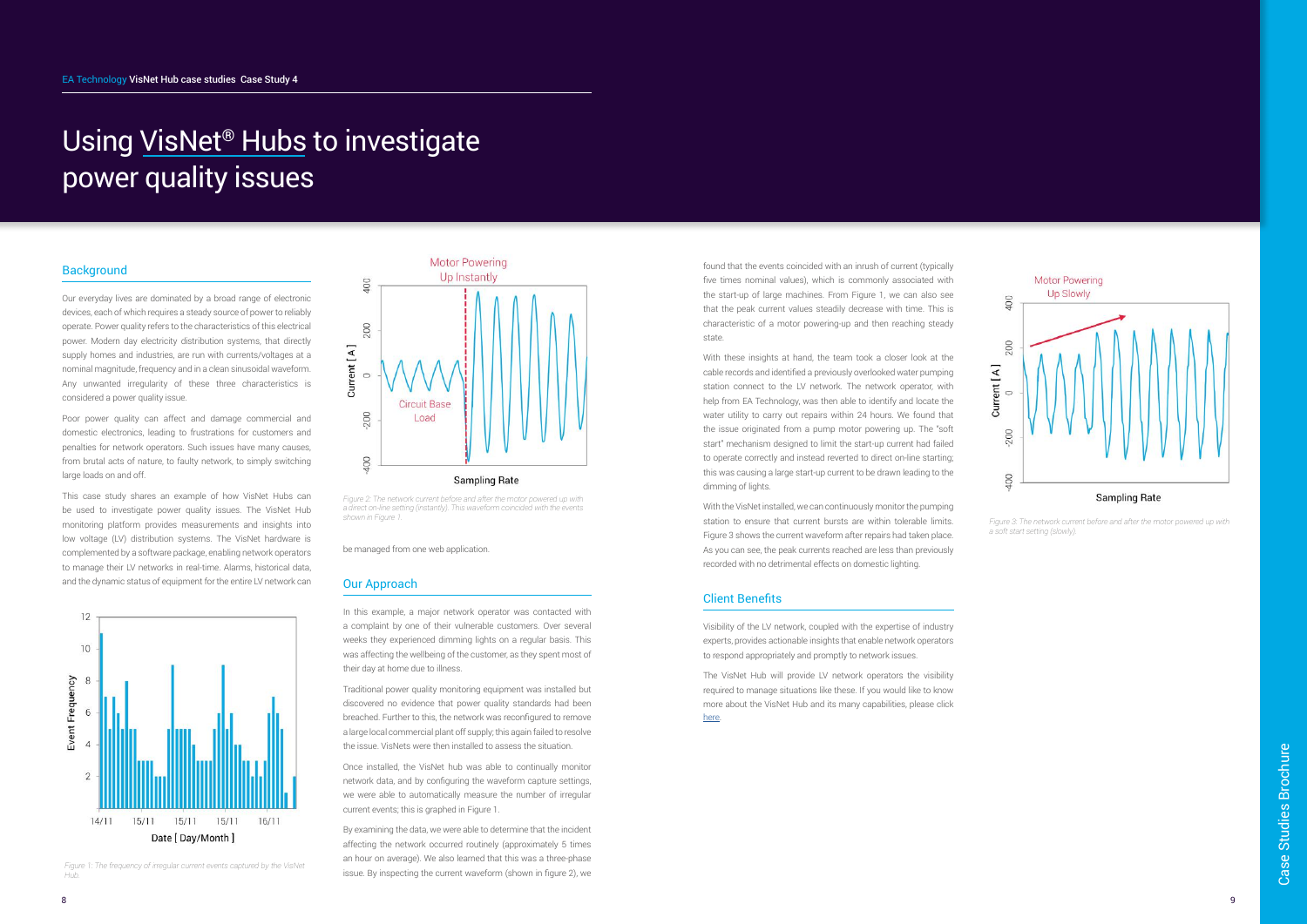# Using VisNet® Hubs to investigate power quality issues

## Background

Our everyday lives are dominated by a broad range of electronic devices, each of which requires a steady source of power to reliably operate. Power quality refers to the characteristics of this electrical power. Modern day electricity distribution systems, that directly supply homes and industries, are run with currents/voltages at a nominal magnitude, frequency and in a clean sinusoidal waveform. Any unwanted irregularity of these three characteristics is considered a power quality issue.

Poor power quality can affect and damage commercial and domestic electronics, leading to frustrations for customers and penalties for network operators. Such issues have many causes, from brutal acts of nature, to faulty network, to simply switching large loads on and off.

This case study shares an example of how VisNet Hubs can be used to investigate power quality issues. The VisNet Hub monitoring platform provides measurements and insights into low voltage (LV) distribution systems. The VisNet hardware is complemented by a software package, enabling network operators to manage their LV networks in real-time. Alarms, historical data, and the dynamic status of equipment for the entire LV network can be managed from one web application.

*Figure 1: The frequency of irregular current events captured by the VisNet Hub.*

*Figure 2: The network current before and after the motor powered up with a direct on-line setting (instantly). This waveform coincided with the events shown in Figure 1.*

## Our Approach

In this example, a major network operator was contacted with a complaint by one of their vulnerable customers. Over several weeks they experienced dimming lights on a regular basis. This was affecting the wellbeing of the customer, as they spent most of their day at home due to illness.

Traditional power quality monitoring equipment was installed but discovered no evidence that power quality standards had been breached. Further to this, the network was reconfigured to remove a large local commercial plant off supply; this again failed to resolve the issue. VisNets were then installed to assess the situation.

Once installed, the VisNet hub was able to continually monitor network data, and by configuring the waveform capture settings, we were able to automatically measure the number of irregular current events; this is graphed in Figure 1.

By examining the data, we were able to determine that the incident affecting the network occurred routinely (approximately 5 times an hour on average). We also learned that this was a three-phase issue. By inspecting the current waveform (shown in figure 2), we found that the events coincided with an inrush of current (typically five times nominal values), which is commonly associated with the start-up of large machines. From Figure 1, we can also see that the peak current values steadily decrease with time. This is characteristic of a motor powering-up and then reaching steady state.

With these insights at hand, the team took a closer look at the cable records and identified a previously overlooked water pumping station connect to the LV network. The network operator, with help from EA Technology, was then able to identify and locate the water utility to carry out repairs within 24 hours. We found that the issue originated from a pump motor powering up. The "soft start" mechanism designed to limit the start-up current had failed to operate correctly and instead reverted to direct on-line starting; this was causing a large start-up current to be drawn leading to the dimming of lights.

With the VisNet installed, we can continuously monitor the pumping station to ensure that current bursts are within tolerable limits. Figure 3 shows the current waveform after repairs had taken place. As you can see, the peak currents reached are less than previously recorded with no detrimental effects on domestic lighting.

*Figure 3: The network current before and after the motor powered up with a soft start setting (slowly).*

## Client Benefits

Visibility of the LV network, coupled with the expertise of industry experts, provides actionable insights that enable network operators to respond appropriately and promptly to network issues.

The VisNet Hub will provide LV network operators the visibility required to manage situations like these. If you would like to know more about the VisNet Hub and its many capabilities, please click here.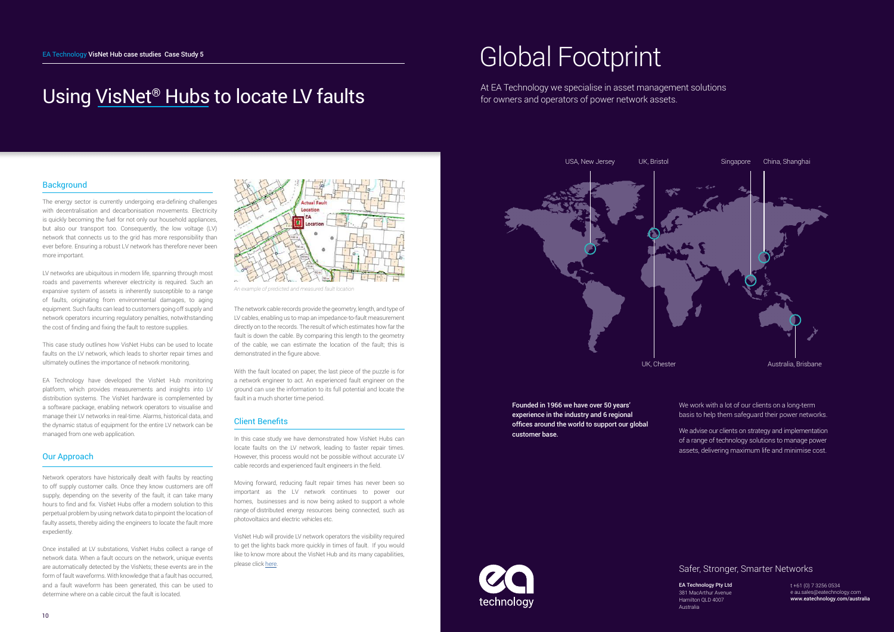# Using VisNet® Hubs to locate LV faults

## Background

The energy sector is currently undergoing era-defining challenges with decentralisation and decarbonisation movements. Electricity is quickly becoming the fuel for not only our household appliances, but also our transport too. Consequently, the low voltage (LV) network that connects us to the grid has more responsibility than ever before. Ensuring a robust LV network has therefore never been more important.

LV networks are ubiquitous in modern life, spanning through most roads and pavements wherever electricity is required. Such an expansive system of assets is inherently susceptible to a range of faults, originating from environmental damages, to aging equipment. Such faults can lead to customers going off supply and network operators incurring regulatory penalties, notwithstanding the cost of finding and fixing the fault to restore supplies.

This case study outlines how VisNet Hubs can be used to locate faults on the LV network, which leads to shorter repair times and ultimately outlines the importance of network monitoring.

EA Technology have developed the VisNet Hub monitoring platform, which provides measurements and insights into LV distribution systems. The VisNet hardware is complemented by a software package, enabling network operators to visualise and manage their LV networks in real-time. Alarms, historical data, and the dynamic status of equipment for the entire LV network can be managed from one web application.

## Our Approach

Network operators have historically dealt with faults by reacting to off supply customer calls. Once they know customers are off supply, depending on the severity of the fault, it can take many hours to find and fix. VisNet Hubs offer a modern solution to this perpetual problem by using network data to pinpoint the location of faulty assets, thereby aiding the engineers to locate the fault more expediently.

Once installed at LV substations, VisNet Hubs collect a range of network data. When a fault occurs on the network, unique events are automatically detected by the VisNets; these events are in the form of fault waveforms. With knowledge that a fault has occurred, and a fault waveform has been generated, this can be used to determine where on a cable circuit the fault is located.

Actual Fault Location

EA Location

*An example of predicted and measured fault location*

The network cable records provide the geometry, length, and type of LV cables, enabling us to map an impedance-to-fault measurement directly on to the records. The result of which estimates how far the fault is down the cable. By comparing this length to the geometry of the cable, we can estimate the location of the fault; this is demonstrated in the figure above.

With the fault located on paper, the last piece of the puzzle is for a network engineer to act. An experienced fault engineer on the ground can use the information to its full potential and locate the fault in a much shorter time period.

## Client Benefits

In this case study we have demonstrated how VisNet Hubs can locate faults on the LV network, leading to faster repair times. However, this process would not be possible without accurate LV cable records and experienced fault engineers in the field.

Moving forward, reducing fault repair times has never been so important as the LV network continues to power our homes, businesses and is now being asked to support a whole range of distributed energy resources being connected, such as photovoltaics and electric vehicles etc.

VisNet Hub will provide LV network operators the visibility required to get the lights back more quickly in times of fault. If you would like to know more about the VisNet Hub and its many capabilities, please click here.

# Global Footprint

At EA Technology we specialise in asset management solutions for owners and operators of power network assets.

USA, New Jersey

UK, Bristol

Singapore

China, Shanghai

UK, Chester

Australia, Brisbane

**Founded in 1966 we have over 50 years' experience in the industry and 6 regional offices around the world to support our global customer base.**

We work with a lot of our clients on a long-term basis to help them safeguard their power networks.

We advise our clients on strategy and implementation of a range of technology solutions to manage power assets, delivering maximum life and minimise cost.

ea technology

Safer, Stronger, Smarter Networks

**EA Technology Pty Ltd**
381 MacArthur Avenue
Hamilton QLD 4007
Australia

t +61 (0) 7 3256 0534
e au.sales@eatechnology.com
**www.eatechnology.com/australia**